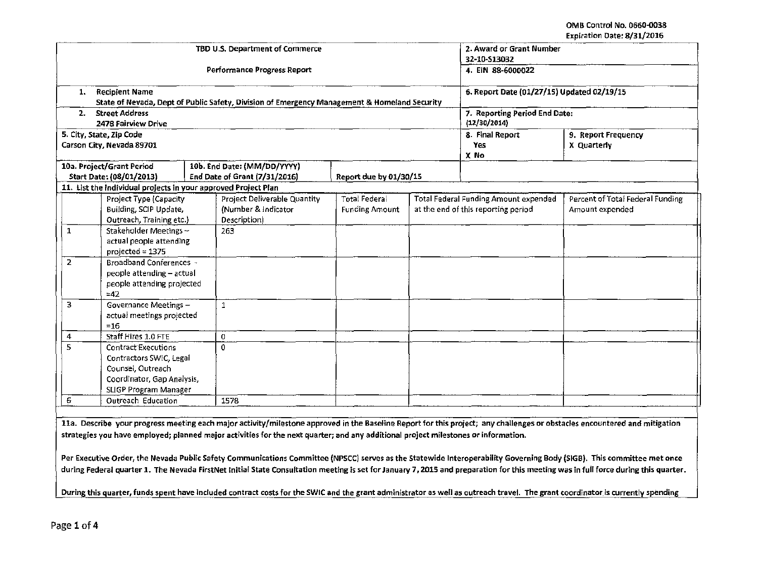OMB Control No. 0660-0038
Expiration Date: 8/31/2016

| TBD U.S. Department of Commerce<br><br>Performance Progress Report | | | 2. Award or Grant Number<br>32-10-S13032 | |
|---|---|---|---|---|
| | | | 4. EIN 88-6000022 | |
| 1. Recipient Name<br>State of Nevada, Dept of Public Safety, Division of Emergency Management & Homeland Security | | | 6. Report Date (01/27/15) Updated 02/19/15 | |
| 2. Street Address<br>2478 Fairview Drive | | | 7. Reporting Period End Date:<br>(12/30/2014) | |
| 5. City, State, Zip Code<br>Carson City, Nevada 89701 | | | 8. Final Report<br>Yes<br>X No | 9. Report Frequency<br>X Quarterly |
| 10a. Project/Grant Period<br>Start Date: (08/01/2013) | 10b. End Date: (MM/DD/YYYY)<br>End Date of Grant (7/31/2016) | Report due by 01/30/15 | | |

11. List the individual projects in your approved Project Plan

| | Project Type (Capacity Building, SCIP Update, Outreach, Training etc.) | Project Deliverable Quantity (Number & Indicator Description) | Total Federal Funding Amount | Total Federal Funding Amount expended at the end of this reporting period | Percent of Total Federal Funding Amount expended |
|---|---|---|---|---|---|
| 1 | Stakeholder Meetings – actual people attending projected = 1375 | 263 | | | |
| 2 | Broadband Conferences - people attending – actual people attending projected =42 | | | | |
| 3 | Governance Meetings – actual meetings projected =16 | 1 | | | |
| 4 | Staff Hires 1.0 FTE | 0 | | | |
| 5 | Contract Executions Contractors SWIC, Legal Counsel, Outreach Coordinator, Gap Analysis, SLIGP Program Manager | 0 | | | |
| 6 | Outreach Education | 1578 | | | |

11a. Describe your progress meeting each major activity/milestone approved in the Baseline Report for this project; any challenges or obstacles encountered and mitigation strategies you have employed; planned major activities for the next quarter; and any additional project milestones or information.

Per Executive Order, the Nevada Public Safety Communications Committee (NPSCC) serves as the Statewide Interoperability Governing Body (SIGB). This committee met once during Federal quarter 1. The Nevada FirstNet Initial State Consultation meeting is set for January 7, 2015 and preparation for this meeting was in full force during this quarter.

During this quarter, funds spent have included contract costs for the SWIC and the grant administrator as well as outreach travel. The grant coordinator is currently spending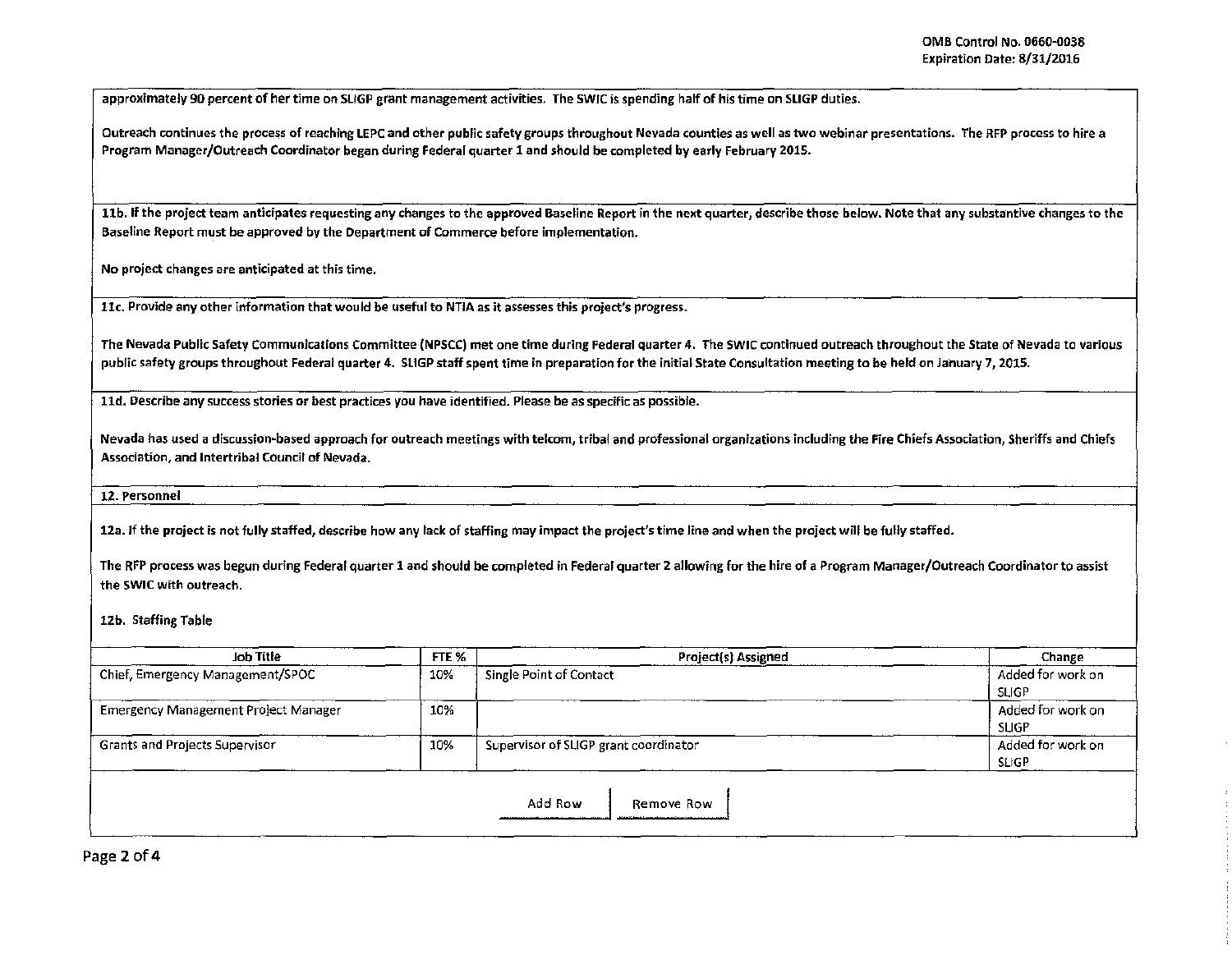approximately 90 percent of her time on SLIGP grant management activities. The SWIC is spending half of his time on SLIGP duties.

Outreach continues the process of reaching LEPC and other public safety groups throughout Nevada counties as well as two webinar presentations. The RFP process to hire a Program Manager/Outreach Coordinator began during Federal quarter 1 and should be completed by early February 2015.

**11b. If the project team anticipates requesting any changes to the approved Baseline Report in the next quarter, describe those below. Note that any substantive changes to the Baseline Report must be approved by the Department of Commerce before implementation.**

No project changes are anticipated at this time.

**11c. Provide any other information that would be useful to NTIA as it assesses this project's progress.**

The Nevada Public Safety Communications Committee (NPSCC) met one time during Federal quarter 4. The SWIC continued outreach throughout the State of Nevada to various public safety groups throughout Federal quarter 4. SLIGP staff spent time in preparation for the initial State Consultation meeting to be held on January 7, 2015.

**11d. Describe any success stories or best practices you have identified. Please be as specific as possible.**

Nevada has used a discussion-based approach for outreach meetings with telcom, tribal and professional organizations including the Fire Chiefs Association, Sheriffs and Chiefs Association, and Intertribal Council of Nevada.

**12. Personnel**

**12a. If the project is not fully staffed, describe how any lack of staffing may impact the project's time line and when the project will be fully staffed.**

The RFP process was begun during Federal quarter 1 and should be completed in Federal quarter 2 allowing for the hire of a Program Manager/Outreach Coordinator to assist the SWIC with outreach.

**12b. Staffing Table**

| Job Title | FTE % | Project(s) Assigned | Change |
|---|---|---|---|
| Chief, Emergency Management/SPOC | 10% | Single Point of Contact | Added for work on SLIGP |
| Emergency Management Project Manager | 10% | | Added for work on SLIGP |
| Grants and Projects Supervisor | 10% | Supervisor of SLIGP grant coordinator | Added for work on SLIGP |

Add Row | Remove Row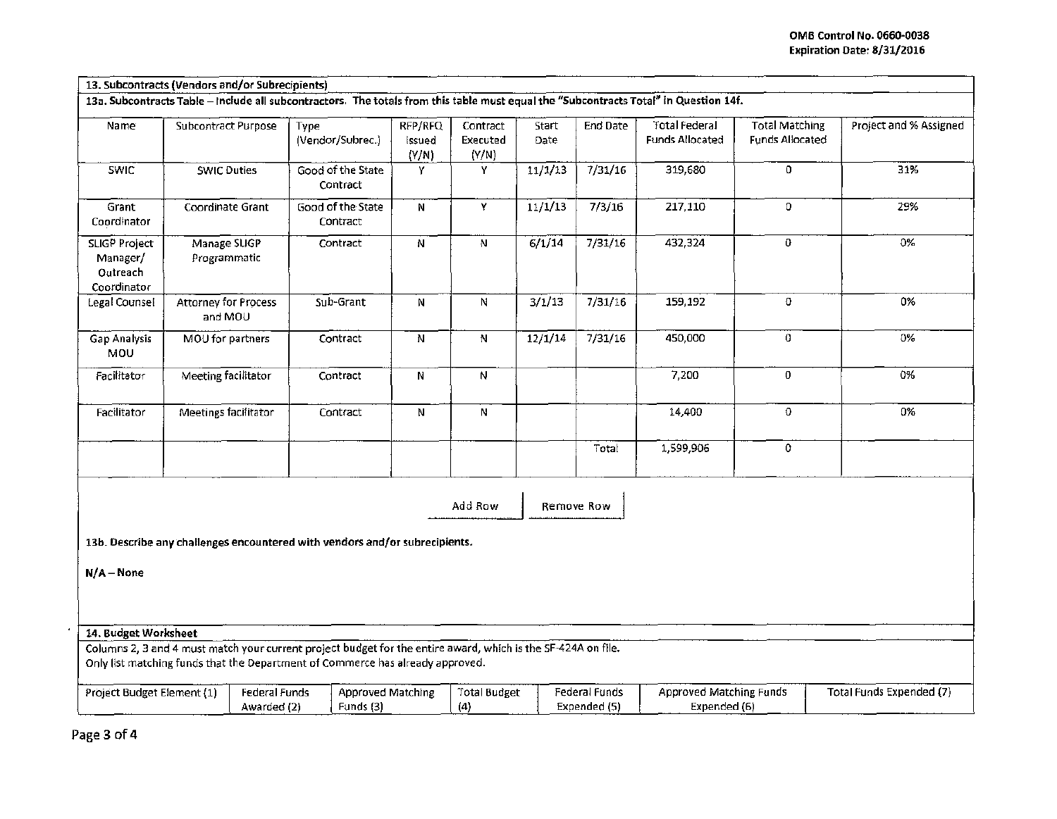OMB Control No. 0660-0038
Expiration Date: 8/31/2016

## 13. Subcontracts (Vendors and/or Subrecipients)

**13a. Subcontracts Table – Include all subcontractors. The totals from this table must equal the "Subcontracts Total" in Question 14f.**

| Name | Subcontract Purpose | Type (Vendor/Subrec.) | RFP/RFQ Issued (Y/N) | Contract Executed (Y/N) | Start Date | End Date | Total Federal Funds Allocated | Total Matching Funds Allocated | Project and % Assigned |
|---|---|---|---|---|---|---|---|---|---|
| SWIC | SWIC Duties | Good of the State Contract | Y | Y | 11/1/13 | 7/31/16 | 319,680 | 0 | 31% |
| Grant Coordinator | Coordinate Grant | Good of the State Contract | N | Y | 11/1/13 | 7/3/16 | 217,110 | 0 | 29% |
| SLIGP Project Manager/ Outreach Coordinator | Manage SLIGP Programmatic | Contract | N | N | 6/1/14 | 7/31/16 | 432,324 | 0 | 0% |
| Legal Counsel | Attorney for Process and MOU | Sub-Grant | N | N | 3/1/13 | 7/31/16 | 159,192 | 0 | 0% |
| Gap Analysis MOU | MOU for partners | Contract | N | N | 12/1/14 | 7/31/16 | 450,000 | 0 | 0% |
| Facilitator | Meeting facilitator | Contract | N | N | | | 7,200 | 0 | 0% |
| Facilitator | Meetings facilitator | Contract | N | N | | | 14,400 | 0 | 0% |
| | | | | | | Total | 1,599,906 | 0 | |

Add Row | Remove Row

**13b. Describe any challenges encountered with vendors and/or subrecipients.**

**N/A – None**

## 14. Budget Worksheet

Columns 2, 3 and 4 must match your current project budget for the entire award, which is the SF-424A on file.
Only list matching funds that the Department of Commerce has already approved.

| Project Budget Element (1) | Federal Funds Awarded (2) | Approved Matching Funds (3) | Total Budget (4) | Federal Funds Expended (5) | Approved Matching Funds Expended (6) | Total Funds Expended (7) |
|---|---|---|---|---|---|---|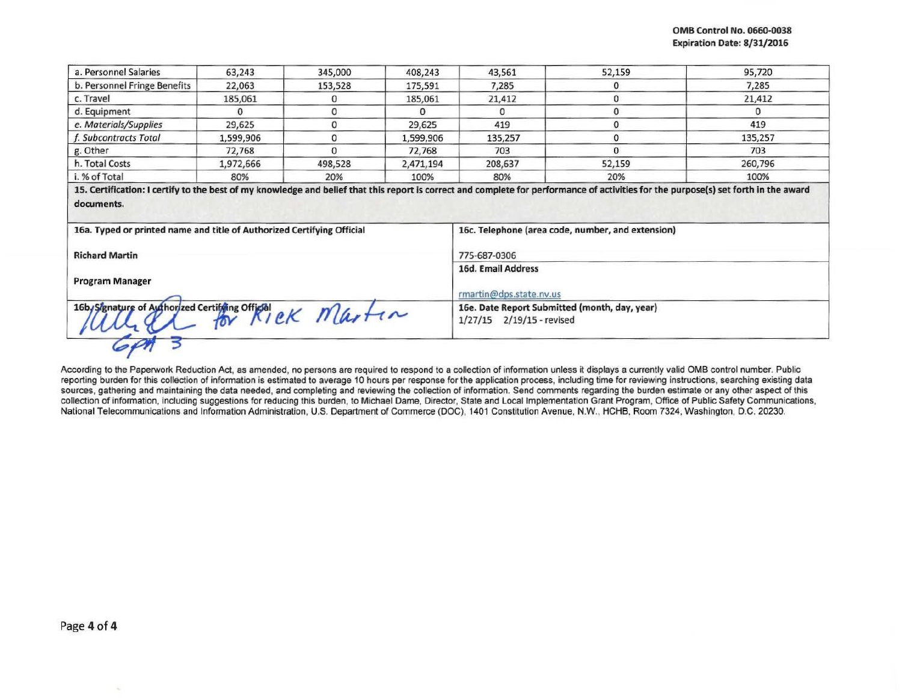OMB Control No. 0660-0038
Expiration Date: 8/31/2016

| | | | | | | |
|---|---|---|---|---|---|---|
| a. Personnel Salaries | 63,243 | 345,000 | 408,243 | 43,561 | 52,159 | 95,720 |
| b. Personnel Fringe Benefits | 22,063 | 153,528 | 175,591 | 7,285 | 0 | 7,285 |
| c. Travel | 185,061 | 0 | 185,061 | 21,412 | 0 | 21,412 |
| d. Equipment | 0 | 0 | 0 | 0 | 0 | 0 |
| *e. Materials/Supplies* | 29,625 | 0 | 29,625 | 419 | 0 | 419 |
| *f. Subcontracts Total* | 1,599,906 | 0 | 1,599,906 | 135,257 | 0 | 135,257 |
| g. Other | 72,768 | 0 | 72,768 | 703 | 0 | 703 |
| h. Total Costs | 1,972,666 | 498,528 | 2,471,194 | 208,637 | 52,159 | 260,796 |
| i. % of Total | 80% | 20% | 100% | 80% | 20% | 100% |

**15. Certification: I certify to the best of my knowledge and belief that this report is correct and complete for performance of activities for the purpose(s) set forth in the award documents.**

| | |
|---|---|
| **16a. Typed or printed name and title of Authorized Certifying Official**<br><br>**Richard Martin**<br><br>**Program Manager** | **16c. Telephone (area code, number, and extension)**<br><br>775-687-0306 |
| | **16d. Email Address**<br><br>rmartin@dps.state.nv.us |
| **16b. Signature of Authorized Certifying Official**<br>for Rick Martin<br>GPM 3 | **16e. Date Report Submitted (month, day, year)**<br>1/27/15 2/19/15 - revised |

According to the Paperwork Reduction Act, as amended, no persons are required to respond to a collection of information unless it displays a currently valid OMB control number. Public reporting burden for this collection of information is estimated to average 10 hours per response for the application process, including time for reviewing instructions, searching existing data sources, gathering and maintaining the data needed, and completing and reviewing the collection of information. Send comments regarding the burden estimate or any other aspect of this collection of information, including suggestions for reducing this burden, to Michael Dame, Director, State and Local Implementation Grant Program, Office of Public Safety Communications, National Telecommunications and Information Administration, U.S. Department of Commerce (DOC), 1401 Constitution Avenue, N.W., HCHB, Room 7324, Washington, D.C. 20230.